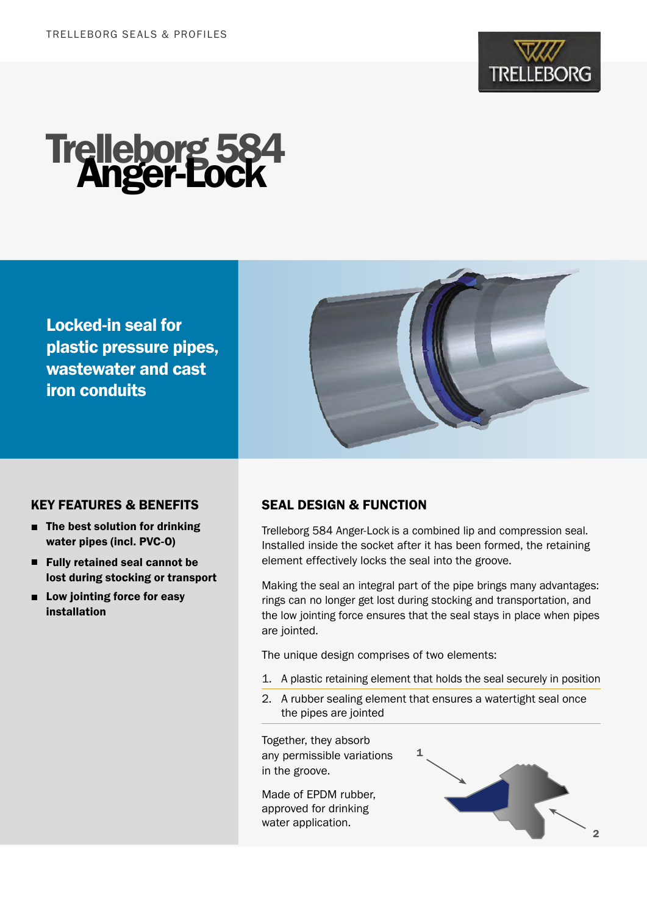TRELLEBORG SEALS & PROFILES

# Trelleborg 584 Anger-Lock

**Locked-in seal for plastic pressure pipes, wastewater and cast iron conduits**

## KEY FEATURES & BENEFITS

- **The best solution for drinking water pipes (incl. PVC-O)**
- **Fully retained seal cannot be lost during stocking or transport**
- **Low jointing force for easy installation**

## SEAL DESIGN & FUNCTION

Trelleborg 584 Anger-Lock is a combined lip and compression seal. Installed inside the socket after it has been formed, the retaining element effectively locks the seal into the groove.

Making the seal an integral part of the pipe brings many advantages: rings can no longer get lost during stocking and transportation, and the low jointing force ensures that the seal stays in place when pipes are jointed.

The unique design comprises of two elements:

1. A plastic retaining element that holds the seal securely in position
2. A rubber sealing element that ensures a watertight seal once the pipes are jointed

Together, they absorb any permissible variations in the groove.

Made of EPDM rubber, approved for drinking water application.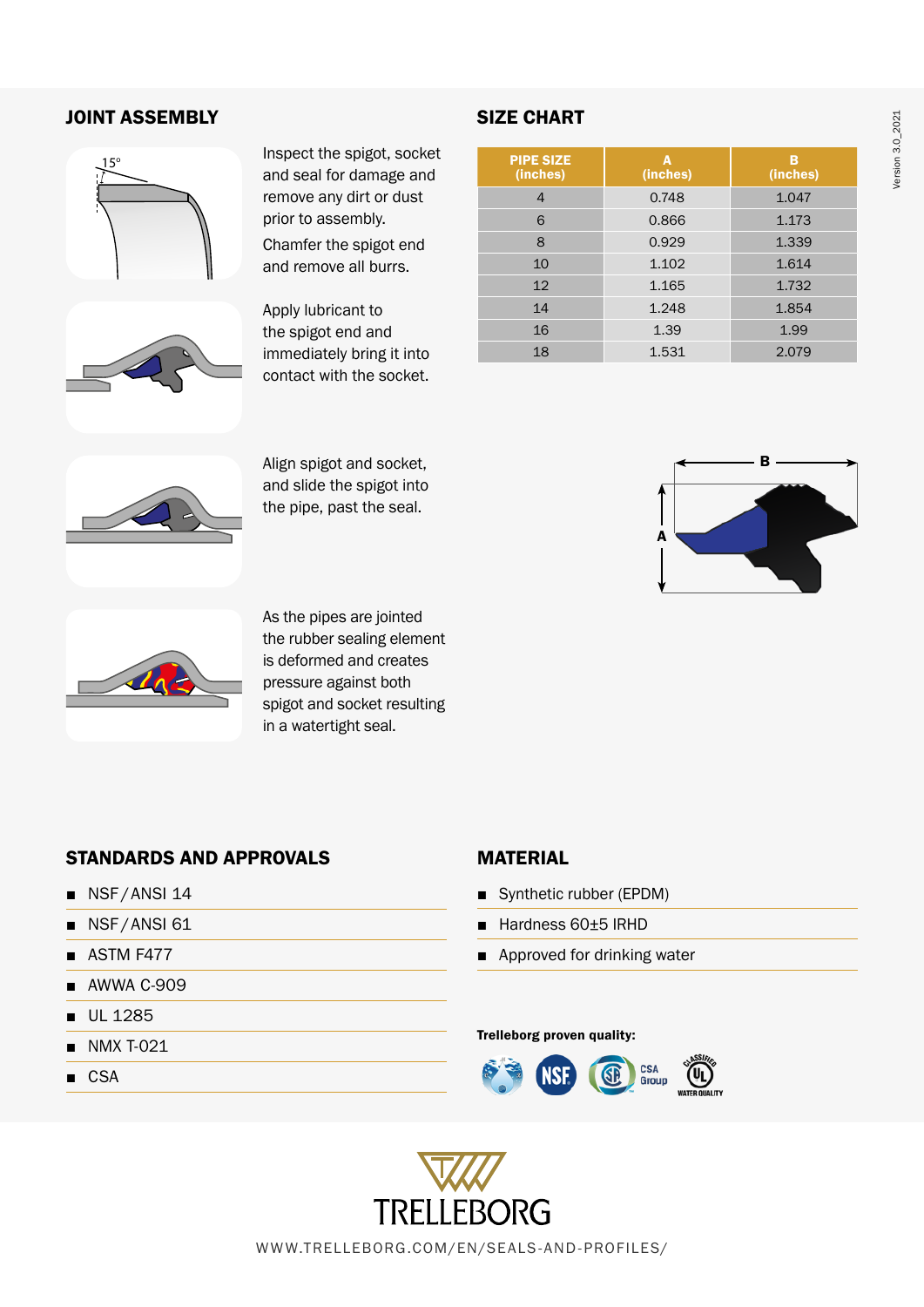## JOINT ASSEMBLY

15°

Inspect the spigot, socket and seal for damage and remove any dirt or dust prior to assembly.

Chamfer the spigot end and remove all burrs.

Apply lubricant to the spigot end and immediately bring it into contact with the socket.

Align spigot and socket, and slide the spigot into the pipe, past the seal.

As the pipes are jointed the rubber sealing element is deformed and creates pressure against both spigot and socket resulting in a watertight seal.

## SIZE CHART

| PIPE SIZE (inches) | A (inches) | B (inches) |
|---|---|---|
| 4 | 0.748 | 1.047 |
| 6 | 0.866 | 1.173 |
| 8 | 0.929 | 1.339 |
| 10 | 1.102 | 1.614 |
| 12 | 1.165 | 1.732 |
| 14 | 1.248 | 1.854 |
| 16 | 1.39 | 1.99 |
| 18 | 1.531 | 2.079 |

B

A

Version 3.0_2021

## STANDARDS AND APPROVALS

- NSF / ANSI 14
- NSF / ANSI 61
- ASTM F477
- AWWA C-909
- UL 1285
- NMX T-021
- CSA

## MATERIAL

- Synthetic rubber (EPDM)
- Hardness 60±5 IRHD
- Approved for drinking water

**Trelleborg proven quality:**

NSF CSA Group CLASSIFIED UL WATER QUALITY

TRELLEBORG

WWW.TRELLEBORG.COM/EN/SEALS-AND-PROFILES/